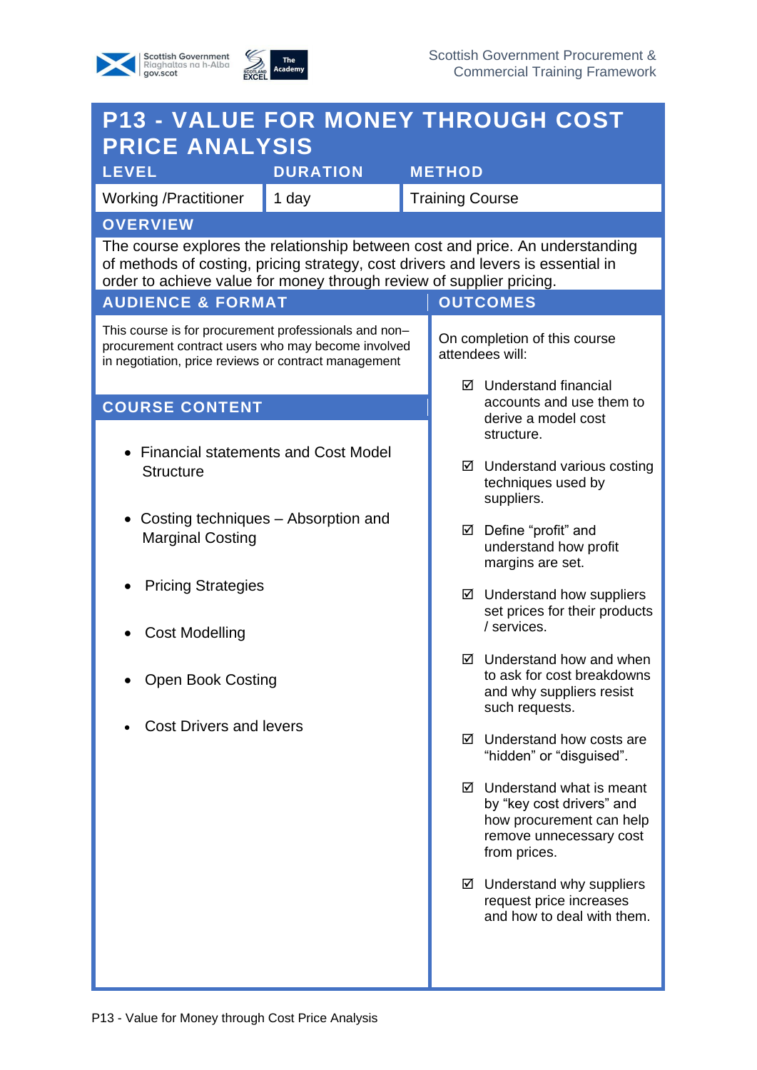Scottish Government Procurement & Commercial Training Framework

# P13 - VALUE FOR MONEY THROUGH COST PRICE ANALYSIS

| LEVEL | DURATION | METHOD |
|---|---|---|
| Working /Practitioner | 1 day | Training Course |

## OVERVIEW

The course explores the relationship between cost and price. An understanding of methods of costing, pricing strategy, cost drivers and levers is essential in order to achieve value for money through review of supplier pricing.

## AUDIENCE & FORMAT

This course is for procurement professionals and non–procurement contract users who may become involved in negotiation, price reviews or contract management

## COURSE CONTENT

- Financial statements and Cost Model Structure
- Costing techniques – Absorption and Marginal Costing
- Pricing Strategies
- Cost Modelling
- Open Book Costing
- Cost Drivers and levers

## OUTCOMES

On completion of this course attendees will:

- ☑ Understand financial accounts and use them to derive a model cost structure.
- ☑ Understand various costing techniques used by suppliers.
- ☑ Define "profit" and understand how profit margins are set.
- ☑ Understand how suppliers set prices for their products / services.
- ☑ Understand how and when to ask for cost breakdowns and why suppliers resist such requests.
- ☑ Understand how costs are "hidden" or "disguised".
- ☑ Understand what is meant by "key cost drivers" and how procurement can help remove unnecessary cost from prices.
- ☑ Understand why suppliers request price increases and how to deal with them.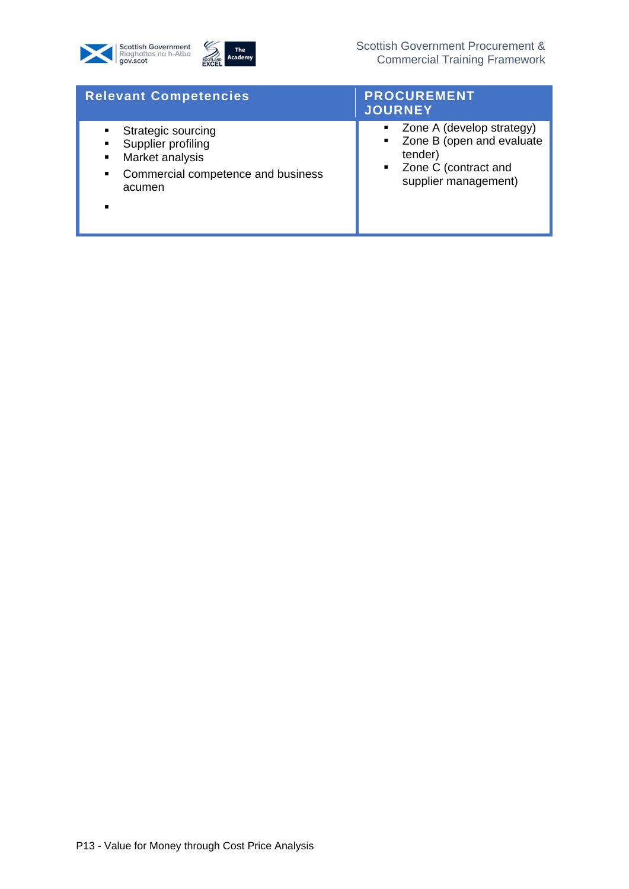| Relevant Competencies | PROCUREMENT JOURNEY |
|---|---|
| ▪ Strategic sourcing<br>▪ Supplier profiling<br>▪ Market analysis<br>▪ Commercial competence and business acumen<br>▪ | ▪ Zone A (develop strategy)<br>▪ Zone B (open and evaluate tender)<br>▪ Zone C (contract and supplier management) |